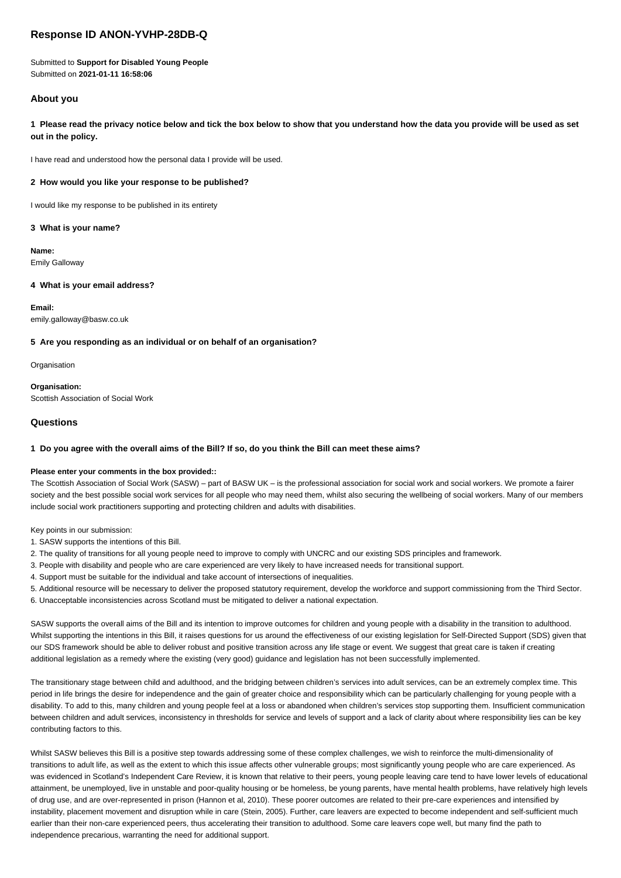# Response ID ANON-YVHP-28DB-Q

Submitted to **Support for Disabled Young People**
Submitted on **2021-01-11 16:58:06**

## About you

### 1 Please read the privacy notice below and tick the box below to show that you understand how the data you provide will be used as set out in the policy.

I have read and understood how the personal data I provide will be used.

### 2 How would you like your response to be published?

I would like my response to be published in its entirety

### 3 What is your name?

**Name:**
Emily Galloway

### 4 What is your email address?

**Email:**
emily.galloway@basw.co.uk

### 5 Are you responding as an individual or on behalf of an organisation?

Organisation

**Organisation:**
Scottish Association of Social Work

## Questions

### 1 Do you agree with the overall aims of the Bill? If so, do you think the Bill can meet these aims?

**Please enter your comments in the box provided::**

The Scottish Association of Social Work (SASW) – part of BASW UK – is the professional association for social work and social workers. We promote a fairer society and the best possible social work services for all people who may need them, whilst also securing the wellbeing of social workers. Many of our members include social work practitioners supporting and protecting children and adults with disabilities.

Key points in our submission:

1. SASW supports the intentions of this Bill.
2. The quality of transitions for all young people need to improve to comply with UNCRC and our existing SDS principles and framework.
3. People with disability and people who are care experienced are very likely to have increased needs for transitional support.
4. Support must be suitable for the individual and take account of intersections of inequalities.
5. Additional resource will be necessary to deliver the proposed statutory requirement, develop the workforce and support commissioning from the Third Sector.
6. Unacceptable inconsistencies across Scotland must be mitigated to deliver a national expectation.

SASW supports the overall aims of the Bill and its intention to improve outcomes for children and young people with a disability in the transition to adulthood. Whilst supporting the intentions in this Bill, it raises questions for us around the effectiveness of our existing legislation for Self-Directed Support (SDS) given that our SDS framework should be able to deliver robust and positive transition across any life stage or event. We suggest that great care is taken if creating additional legislation as a remedy where the existing (very good) guidance and legislation has not been successfully implemented.

The transitionary stage between child and adulthood, and the bridging between children's services into adult services, can be an extremely complex time. This period in life brings the desire for independence and the gain of greater choice and responsibility which can be particularly challenging for young people with a disability. To add to this, many children and young people feel at a loss or abandoned when children's services stop supporting them. Insufficient communication between children and adult services, inconsistency in thresholds for service and levels of support and a lack of clarity about where responsibility lies can be key contributing factors to this.

Whilst SASW believes this Bill is a positive step towards addressing some of these complex challenges, we wish to reinforce the multi-dimensionality of transitions to adult life, as well as the extent to which this issue affects other vulnerable groups; most significantly young people who are care experienced. As was evidenced in Scotland's Independent Care Review, it is known that relative to their peers, young people leaving care tend to have lower levels of educational attainment, be unemployed, live in unstable and poor-quality housing or be homeless, be young parents, have mental health problems, have relatively high levels of drug use, and are over-represented in prison (Hannon et al, 2010). These poorer outcomes are related to their pre-care experiences and intensified by instability, placement movement and disruption while in care (Stein, 2005). Further, care leavers are expected to become independent and self-sufficient much earlier than their non-care experienced peers, thus accelerating their transition to adulthood. Some care leavers cope well, but many find the path to independence precarious, warranting the need for additional support.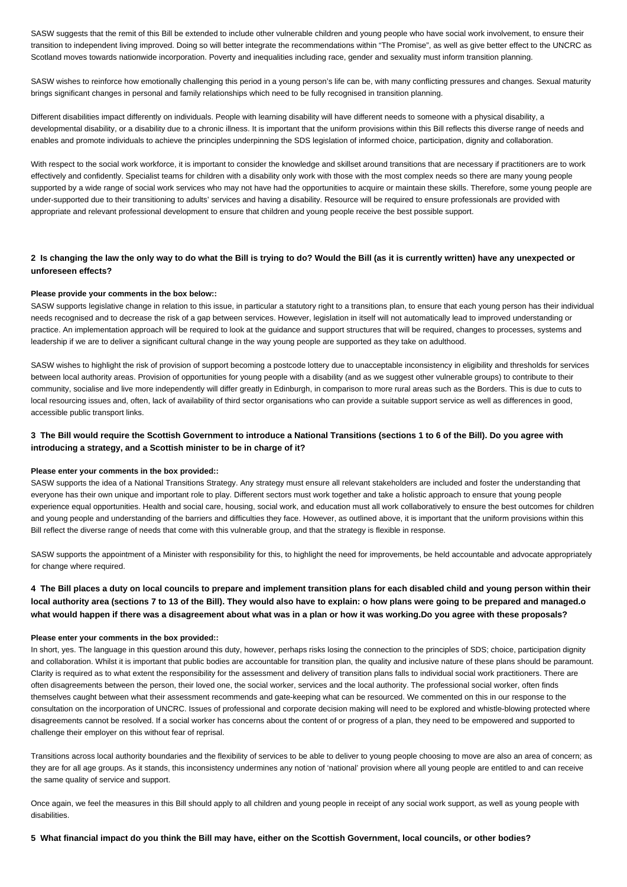SASW suggests that the remit of this Bill be extended to include other vulnerable children and young people who have social work involvement, to ensure their transition to independent living improved. Doing so will better integrate the recommendations within "The Promise", as well as give better effect to the UNCRC as Scotland moves towards nationwide incorporation. Poverty and inequalities including race, gender and sexuality must inform transition planning.

SASW wishes to reinforce how emotionally challenging this period in a young person's life can be, with many conflicting pressures and changes. Sexual maturity brings significant changes in personal and family relationships which need to be fully recognised in transition planning.

Different disabilities impact differently on individuals. People with learning disability will have different needs to someone with a physical disability, a developmental disability, or a disability due to a chronic illness. It is important that the uniform provisions within this Bill reflects this diverse range of needs and enables and promote individuals to achieve the principles underpinning the SDS legislation of informed choice, participation, dignity and collaboration.

With respect to the social work workforce, it is important to consider the knowledge and skillset around transitions that are necessary if practitioners are to work effectively and confidently. Specialist teams for children with a disability only work with those with the most complex needs so there are many young people supported by a wide range of social work services who may not have had the opportunities to acquire or maintain these skills. Therefore, some young people are under-supported due to their transitioning to adults' services and having a disability. Resource will be required to ensure professionals are provided with appropriate and relevant professional development to ensure that children and young people receive the best possible support.

### 2 Is changing the law the only way to do what the Bill is trying to do? Would the Bill (as it is currently written) have any unexpected or unforeseen effects?

**Please provide your comments in the box below::**

SASW supports legislative change in relation to this issue, in particular a statutory right to a transitions plan, to ensure that each young person has their individual needs recognised and to decrease the risk of a gap between services. However, legislation in itself will not automatically lead to improved understanding or practice. An implementation approach will be required to look at the guidance and support structures that will be required, changes to processes, systems and leadership if we are to deliver a significant cultural change in the way young people are supported as they take on adulthood.

SASW wishes to highlight the risk of provision of support becoming a postcode lottery due to unacceptable inconsistency in eligibility and thresholds for services between local authority areas. Provision of opportunities for young people with a disability (and as we suggest other vulnerable groups) to contribute to their community, socialise and live more independently will differ greatly in Edinburgh, in comparison to more rural areas such as the Borders. This is due to cuts to local resourcing issues and, often, lack of availability of third sector organisations who can provide a suitable support service as well as differences in good, accessible public transport links.

### 3 The Bill would require the Scottish Government to introduce a National Transitions (sections 1 to 6 of the Bill). Do you agree with introducing a strategy, and a Scottish minister to be in charge of it?

**Please enter your comments in the box provided::**

SASW supports the idea of a National Transitions Strategy. Any strategy must ensure all relevant stakeholders are included and foster the understanding that everyone has their own unique and important role to play. Different sectors must work together and take a holistic approach to ensure that young people experience equal opportunities. Health and social care, housing, social work, and education must all work collaboratively to ensure the best outcomes for children and young people and understanding of the barriers and difficulties they face. However, as outlined above, it is important that the uniform provisions within this Bill reflect the diverse range of needs that come with this vulnerable group, and that the strategy is flexible in response.

SASW supports the appointment of a Minister with responsibility for this, to highlight the need for improvements, be held accountable and advocate appropriately for change where required.

### 4 The Bill places a duty on local councils to prepare and implement transition plans for each disabled child and young person within their local authority area (sections 7 to 13 of the Bill). They would also have to explain: o how plans were going to be prepared and managed.o what would happen if there was a disagreement about what was in a plan or how it was working.Do you agree with these proposals?

**Please enter your comments in the box provided::**

In short, yes. The language in this question around this duty, however, perhaps risks losing the connection to the principles of SDS; choice, participation dignity and collaboration. Whilst it is important that public bodies are accountable for transition plan, the quality and inclusive nature of these plans should be paramount. Clarity is required as to what extent the responsibility for the assessment and delivery of transition plans falls to individual social work practitioners. There are often disagreements between the person, their loved one, the social worker, services and the local authority. The professional social worker, often finds themselves caught between what their assessment recommends and gate-keeping what can be resourced. We commented on this in our response to the consultation on the incorporation of UNCRC. Issues of professional and corporate decision making will need to be explored and whistle-blowing protected where disagreements cannot be resolved. If a social worker has concerns about the content of or progress of a plan, they need to be empowered and supported to challenge their employer on this without fear of reprisal.

Transitions across local authority boundaries and the flexibility of services to be able to deliver to young people choosing to move are also an area of concern; as they are for all age groups. As it stands, this inconsistency undermines any notion of 'national' provision where all young people are entitled to and can receive the same quality of service and support.

Once again, we feel the measures in this Bill should apply to all children and young people in receipt of any social work support, as well as young people with disabilities.

### 5 What financial impact do you think the Bill may have, either on the Scottish Government, local councils, or other bodies?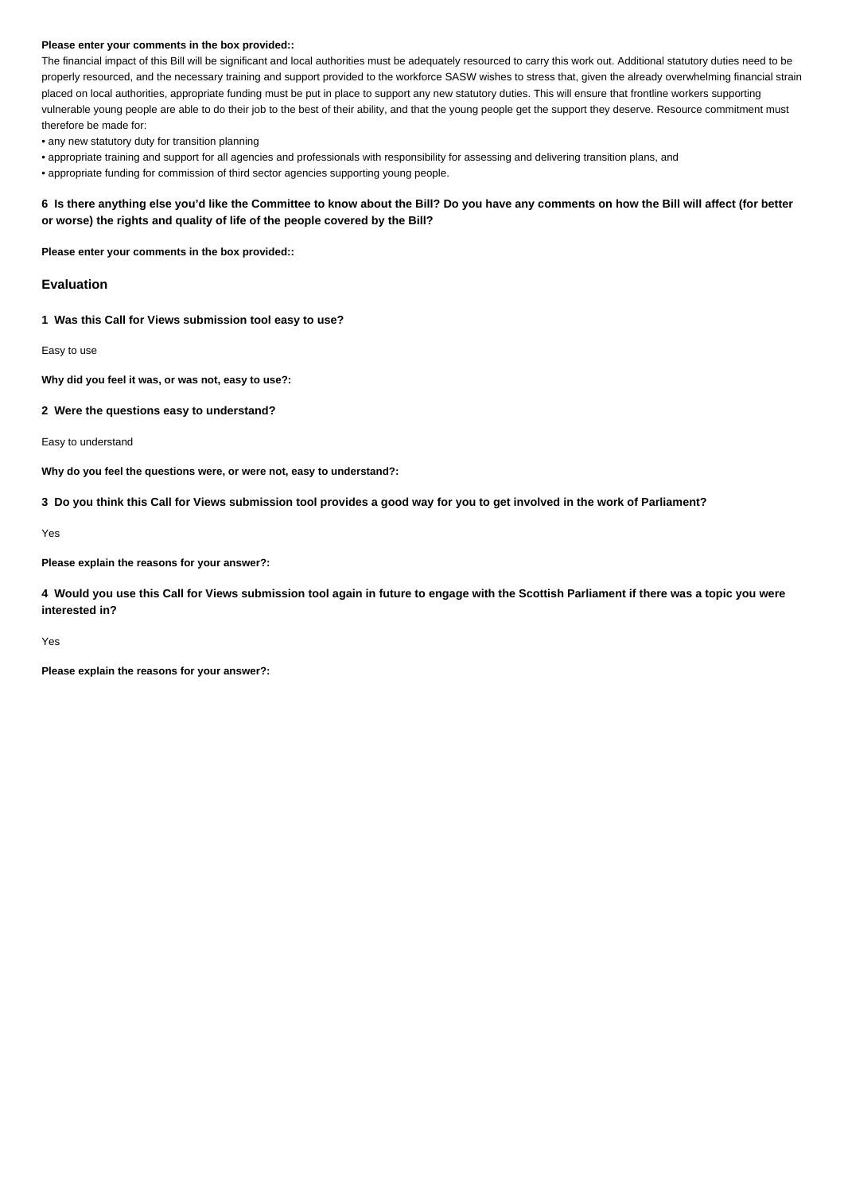**Please enter your comments in the box provided::**

The financial impact of this Bill will be significant and local authorities must be adequately resourced to carry this work out. Additional statutory duties need to be properly resourced, and the necessary training and support provided to the workforce SASW wishes to stress that, given the already overwhelming financial strain placed on local authorities, appropriate funding must be put in place to support any new statutory duties. This will ensure that frontline workers supporting vulnerable young people are able to do their job to the best of their ability, and that the young people get the support they deserve. Resource commitment must therefore be made for:

- any new statutory duty for transition planning
- appropriate training and support for all agencies and professionals with responsibility for assessing and delivering transition plans, and
- appropriate funding for commission of third sector agencies supporting young people.

**6 Is there anything else you'd like the Committee to know about the Bill? Do you have any comments on how the Bill will affect (for better or worse) the rights and quality of life of the people covered by the Bill?**

**Please enter your comments in the box provided::**

## Evaluation

**1 Was this Call for Views submission tool easy to use?**

Easy to use

**Why did you feel it was, or was not, easy to use?:**

**2 Were the questions easy to understand?**

Easy to understand

**Why do you feel the questions were, or were not, easy to understand?:**

**3 Do you think this Call for Views submission tool provides a good way for you to get involved in the work of Parliament?**

Yes

**Please explain the reasons for your answer?:**

**4 Would you use this Call for Views submission tool again in future to engage with the Scottish Parliament if there was a topic you were interested in?**

Yes

**Please explain the reasons for your answer?:**